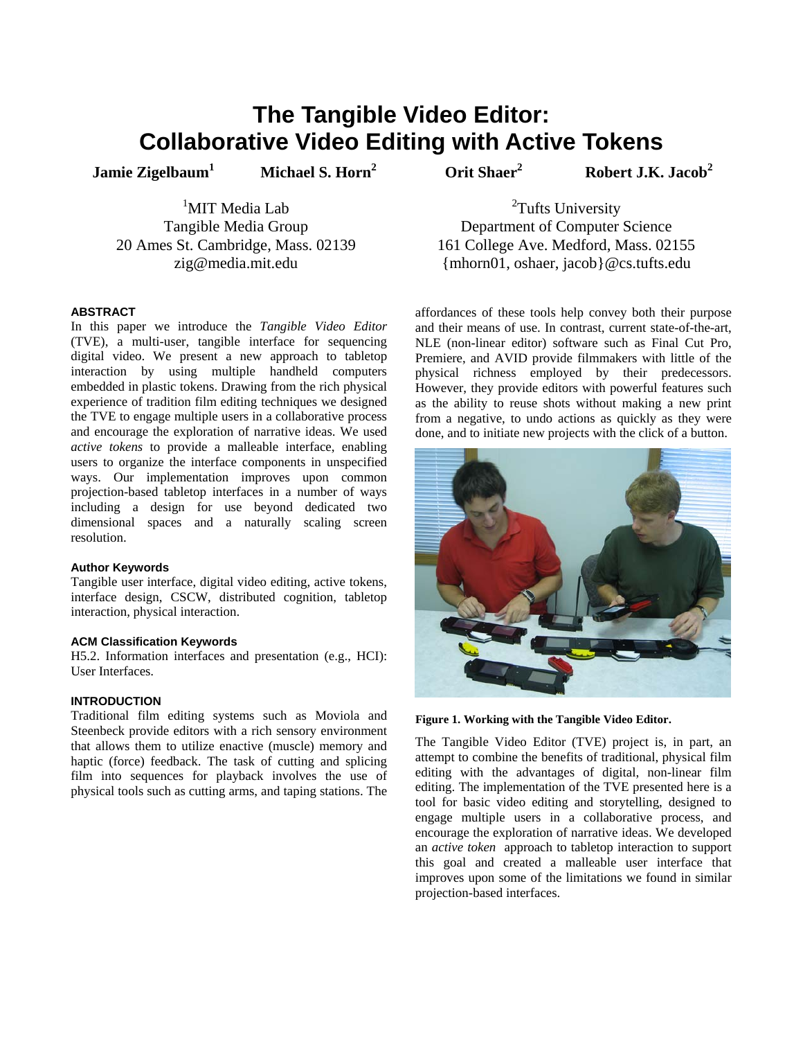# The Tangible Video Editor: Collaborative Video Editing with Active Tokens

**Jamie Zigelbaum**[1] **Michael S. Horn**[2] **Orit Shaer**[2] **Robert J.K. Jacob**[2]

[1]MIT Media Lab
Tangible Media Group
20 Ames St. Cambridge, Mass. 02139
zig@media.mit.edu

[2]Tufts University
Department of Computer Science
161 College Ave. Medford, Mass. 02155
{mhorn01, oshaer, jacob}@cs.tufts.edu

### ABSTRACT

In this paper we introduce the *Tangible Video Editor* (TVE), a multi-user, tangible interface for sequencing digital video. We present a new approach to tabletop interaction by using multiple handheld computers embedded in plastic tokens. Drawing from the rich physical experience of tradition film editing techniques we designed the TVE to engage multiple users in a collaborative process and encourage the exploration of narrative ideas. We used *active tokens* to provide a malleable interface, enabling users to organize the interface components in unspecified ways. Our implementation improves upon common projection-based tabletop interfaces in a number of ways including a design for use beyond dedicated two dimensional spaces and a naturally scaling screen resolution.

#### Author Keywords

Tangible user interface, digital video editing, active tokens, interface design, CSCW, distributed cognition, tabletop interaction, physical interaction.

#### ACM Classification Keywords

H5.2. Information interfaces and presentation (e.g., HCI): User Interfaces.

### INTRODUCTION

Traditional film editing systems such as Moviola and Steenbeck provide editors with a rich sensory environment that allows them to utilize enactive (muscle) memory and haptic (force) feedback. The task of cutting and splicing film into sequences for playback involves the use of physical tools such as cutting arms, and taping stations. The affordances of these tools help convey both their purpose and their means of use. In contrast, current state-of-the-art, NLE (non-linear editor) software such as Final Cut Pro, Premiere, and AVID provide filmmakers with little of the physical richness employed by their predecessors. However, they provide editors with powerful features such as the ability to reuse shots without making a new print from a negative, to undo actions as quickly as they were done, and to initiate new projects with the click of a button.

**Figure 1. Working with the Tangible Video Editor.**

The Tangible Video Editor (TVE) project is, in part, an attempt to combine the benefits of traditional, physical film editing with the advantages of digital, non-linear film editing. The implementation of the TVE presented here is a tool for basic video editing and storytelling, designed to engage multiple users in a collaborative process, and encourage the exploration of narrative ideas. We developed an *active token* approach to tabletop interaction to support this goal and created a malleable user interface that improves upon some of the limitations we found in similar projection-based interfaces.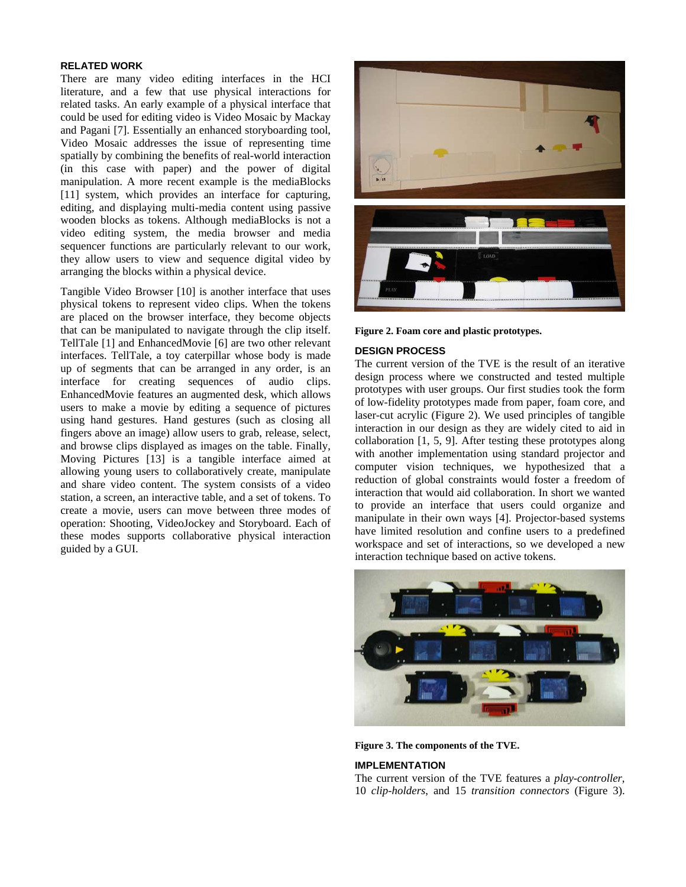## RELATED WORK

There are many video editing interfaces in the HCI literature, and a few that use physical interactions for related tasks. An early example of a physical interface that could be used for editing video is Video Mosaic by Mackay and Pagani [7]. Essentially an enhanced storyboarding tool, Video Mosaic addresses the issue of representing time spatially by combining the benefits of real-world interaction (in this case with paper) and the power of digital manipulation. A more recent example is the mediaBlocks [11] system, which provides an interface for capturing, editing, and displaying multi-media content using passive wooden blocks as tokens. Although mediaBlocks is not a video editing system, the media browser and media sequencer functions are particularly relevant to our work, they allow users to view and sequence digital video by arranging the blocks within a physical device.

Tangible Video Browser [10] is another interface that uses physical tokens to represent video clips. When the tokens are placed on the browser interface, they become objects that can be manipulated to navigate through the clip itself. TellTale [1] and EnhancedMovie [6] are two other relevant interfaces. TellTale, a toy caterpillar whose body is made up of segments that can be arranged in any order, is an interface for creating sequences of audio clips. EnhancedMovie features an augmented desk, which allows users to make a movie by editing a sequence of pictures using hand gestures. Hand gestures (such as closing all fingers above an image) allow users to grab, release, select, and browse clips displayed as images on the table. Finally, Moving Pictures [13] is a tangible interface aimed at allowing young users to collaboratively create, manipulate and share video content. The system consists of a video station, a screen, an interactive table, and a set of tokens. To create a movie, users can move between three modes of operation: Shooting, VideoJockey and Storyboard. Each of these modes supports collaborative physical interaction guided by a GUI.

**Figure 2. Foam core and plastic prototypes.**

## DESIGN PROCESS

The current version of the TVE is the result of an iterative design process where we constructed and tested multiple prototypes with user groups. Our first studies took the form of low-fidelity prototypes made from paper, foam core, and laser-cut acrylic (Figure 2). We used principles of tangible interaction in our design as they are widely cited to aid in collaboration [1, 5, 9]. After testing these prototypes along with another implementation using standard projector and computer vision techniques, we hypothesized that a reduction of global constraints would foster a freedom of interaction that would aid collaboration. In short we wanted to provide an interface that users could organize and manipulate in their own ways [4]. Projector-based systems have limited resolution and confine users to a predefined workspace and set of interactions, so we developed a new interaction technique based on active tokens.

**Figure 3. The components of the TVE.**

## IMPLEMENTATION

The current version of the TVE features a *play-controller*, 10 *clip-holders*, and 15 *transition connectors* (Figure 3).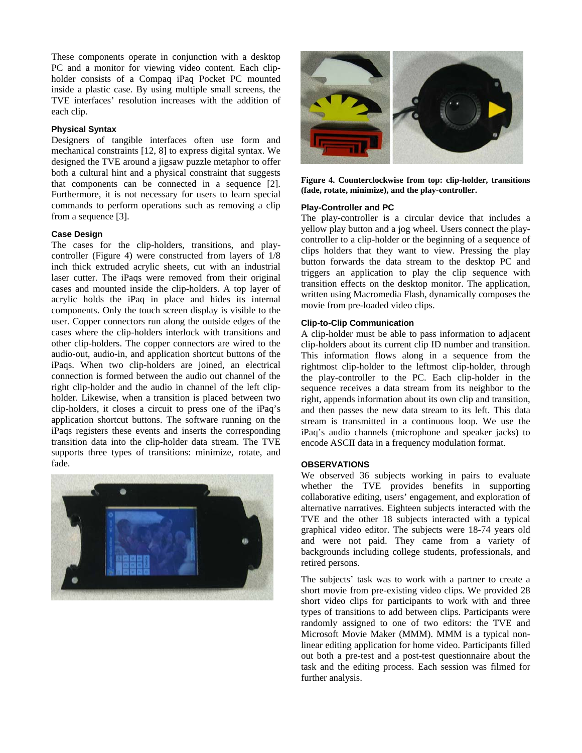These components operate in conjunction with a desktop PC and a monitor for viewing video content. Each clip-holder consists of a Compaq iPaq Pocket PC mounted inside a plastic case. By using multiple small screens, the TVE interfaces' resolution increases with the addition of each clip.

### Physical Syntax

Designers of tangible interfaces often use form and mechanical constraints [12, 8] to express digital syntax. We designed the TVE around a jigsaw puzzle metaphor to offer both a cultural hint and a physical constraint that suggests that components can be connected in a sequence [2]. Furthermore, it is not necessary for users to learn special commands to perform operations such as removing a clip from a sequence [3].

### Case Design

The cases for the clip-holders, transitions, and play-controller (Figure 4) were constructed from layers of 1/8 inch thick extruded acrylic sheets, cut with an industrial laser cutter. The iPaqs were removed from their original cases and mounted inside the clip-holders. A top layer of acrylic holds the iPaq in place and hides its internal components. Only the touch screen display is visible to the user. Copper connectors run along the outside edges of the cases where the clip-holders interlock with transitions and other clip-holders. The copper connectors are wired to the audio-out, audio-in, and application shortcut buttons of the iPaqs. When two clip-holders are joined, an electrical connection is formed between the audio out channel of the right clip-holder and the audio in channel of the left clip-holder. Likewise, when a transition is placed between two clip-holders, it closes a circuit to press one of the iPaq's application shortcut buttons. The software running on the iPaqs registers these events and inserts the corresponding transition data into the clip-holder data stream. The TVE supports three types of transitions: minimize, rotate, and fade.

**Figure 4. Counterclockwise from top: clip-holder, transitions (fade, rotate, minimize), and the play-controller.**

### Play-Controller and PC

The play-controller is a circular device that includes a yellow play button and a jog wheel. Users connect the play-controller to a clip-holder or the beginning of a sequence of clips holders that they want to view. Pressing the play button forwards the data stream to the desktop PC and triggers an application to play the clip sequence with transition effects on the desktop monitor. The application, written using Macromedia Flash, dynamically composes the movie from pre-loaded video clips.

### Clip-to-Clip Communication

A clip-holder must be able to pass information to adjacent clip-holders about its current clip ID number and transition. This information flows along in a sequence from the rightmost clip-holder to the leftmost clip-holder, through the play-controller to the PC. Each clip-holder in the sequence receives a data stream from its neighbor to the right, appends information about its own clip and transition, and then passes the new data stream to its left. This data stream is transmitted in a continuous loop. We use the iPaq's audio channels (microphone and speaker jacks) to encode ASCII data in a frequency modulation format.

## OBSERVATIONS

We observed 36 subjects working in pairs to evaluate whether the TVE provides benefits in supporting collaborative editing, users' engagement, and exploration of alternative narratives. Eighteen subjects interacted with the TVE and the other 18 subjects interacted with a typical graphical video editor. The subjects were 18-74 years old and were not paid. They came from a variety of backgrounds including college students, professionals, and retired persons.

The subjects' task was to work with a partner to create a short movie from pre-existing video clips. We provided 28 short video clips for participants to work with and three types of transitions to add between clips. Participants were randomly assigned to one of two editors: the TVE and Microsoft Movie Maker (MMM). MMM is a typical non-linear editing application for home video. Participants filled out both a pre-test and a post-test questionnaire about the task and the editing process. Each session was filmed for further analysis.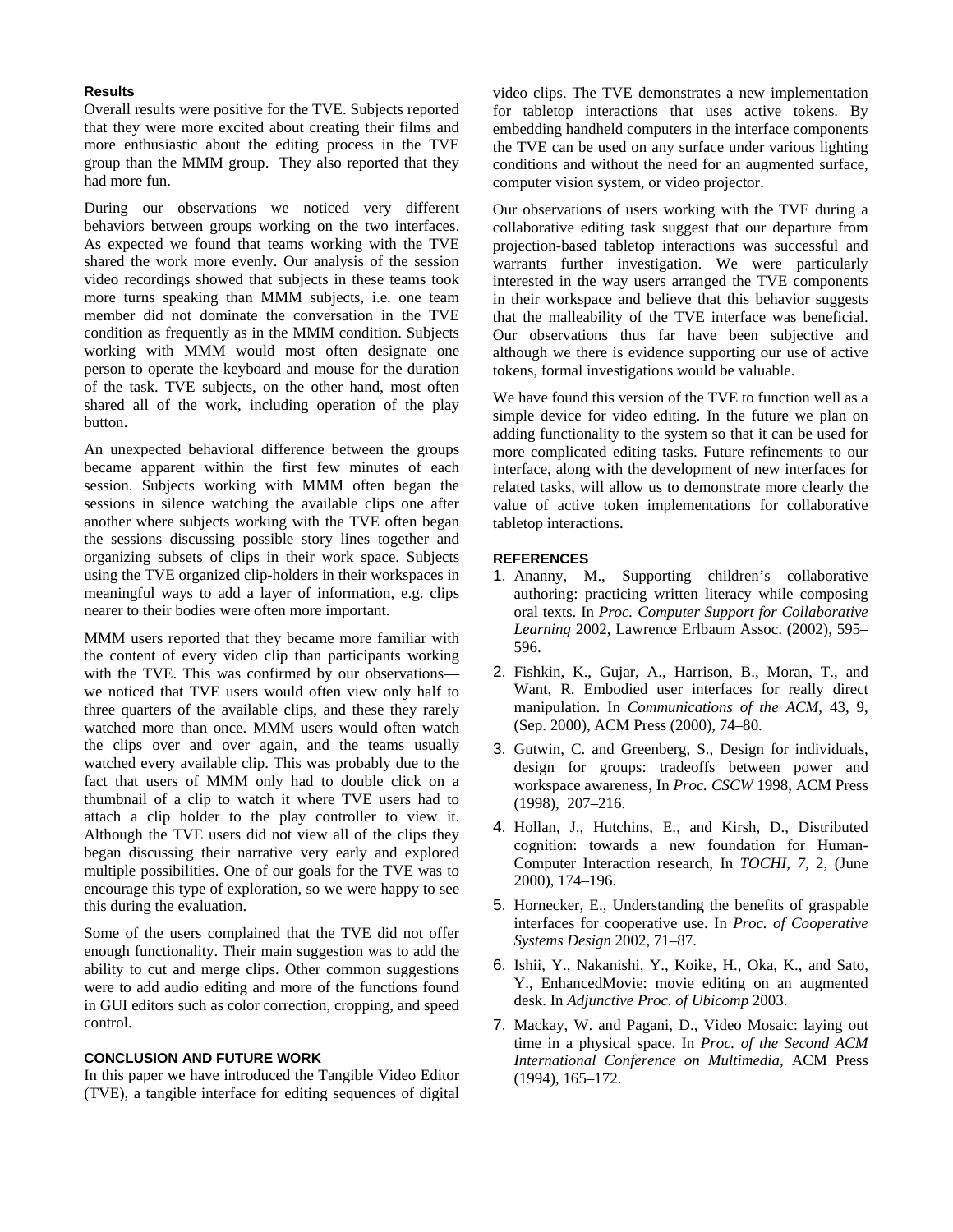### Results

Overall results were positive for the TVE. Subjects reported that they were more excited about creating their films and more enthusiastic about the editing process in the TVE group than the MMM group. They also reported that they had more fun.

During our observations we noticed very different behaviors between groups working on the two interfaces. As expected we found that teams working with the TVE shared the work more evenly. Our analysis of the session video recordings showed that subjects in these teams took more turns speaking than MMM subjects, i.e. one team member did not dominate the conversation in the TVE condition as frequently as in the MMM condition. Subjects working with MMM would most often designate one person to operate the keyboard and mouse for the duration of the task. TVE subjects, on the other hand, most often shared all of the work, including operation of the play button.

An unexpected behavioral difference between the groups became apparent within the first few minutes of each session. Subjects working with MMM often began the sessions in silence watching the available clips one after another where subjects working with the TVE often began the sessions discussing possible story lines together and organizing subsets of clips in their work space. Subjects using the TVE organized clip-holders in their workspaces in meaningful ways to add a layer of information, e.g. clips nearer to their bodies were often more important.

MMM users reported that they became more familiar with the content of every video clip than participants working with the TVE. This was confirmed by our observations—we noticed that TVE users would often view only half to three quarters of the available clips, and these they rarely watched more than once. MMM users would often watch the clips over and over again, and the teams usually watched every available clip. This was probably due to the fact that users of MMM only had to double click on a thumbnail of a clip to watch it where TVE users had to attach a clip holder to the play controller to view it. Although the TVE users did not view all of the clips they began discussing their narrative very early and explored multiple possibilities. One of our goals for the TVE was to encourage this type of exploration, so we were happy to see this during the evaluation.

Some of the users complained that the TVE did not offer enough functionality. Their main suggestion was to add the ability to cut and merge clips. Other common suggestions were to add audio editing and more of the functions found in GUI editors such as color correction, cropping, and speed control.

## CONCLUSION AND FUTURE WORK

In this paper we have introduced the Tangible Video Editor (TVE), a tangible interface for editing sequences of digital video clips. The TVE demonstrates a new implementation for tabletop interactions that uses active tokens. By embedding handheld computers in the interface components the TVE can be used on any surface under various lighting conditions and without the need for an augmented surface, computer vision system, or video projector.

Our observations of users working with the TVE during a collaborative editing task suggest that our departure from projection-based tabletop interactions was successful and warrants further investigation. We were particularly interested in the way users arranged the TVE components in their workspace and believe that this behavior suggests that the malleability of the TVE interface was beneficial. Our observations thus far have been subjective and although we there is evidence supporting our use of active tokens, formal investigations would be valuable.

We have found this version of the TVE to function well as a simple device for video editing. In the future we plan on adding functionality to the system so that it can be used for more complicated editing tasks. Future refinements to our interface, along with the development of new interfaces for related tasks, will allow us to demonstrate more clearly the value of active token implementations for collaborative tabletop interactions.

## REFERENCES

1. Ananny, M., Supporting children's collaborative authoring: practicing written literacy while composing oral texts. In *Proc. Computer Support for Collaborative Learning* 2002, Lawrence Erlbaum Assoc. (2002), 595–596.
2. Fishkin, K., Gujar, A., Harrison, B., Moran, T., and Want, R. Embodied user interfaces for really direct manipulation. In *Communications of the ACM*, 43, 9, (Sep. 2000), ACM Press (2000), 74–80.
3. Gutwin, C. and Greenberg, S., Design for individuals, design for groups: tradeoffs between power and workspace awareness, In *Proc. CSCW* 1998, ACM Press (1998), 207–216.
4. Hollan, J., Hutchins, E., and Kirsh, D., Distributed cognition: towards a new foundation for Human-Computer Interaction research, In *TOCHI, 7*, 2, (June 2000), 174–196.
5. Hornecker, E., Understanding the benefits of graspable interfaces for cooperative use. In *Proc. of Cooperative Systems Design* 2002, 71–87.
6. Ishii, Y., Nakanishi, Y., Koike, H., Oka, K., and Sato, Y., EnhancedMovie: movie editing on an augmented desk. In *Adjunctive Proc. of Ubicomp* 2003.
7. Mackay, W. and Pagani, D., Video Mosaic: laying out time in a physical space. In *Proc. of the Second ACM International Conference on Multimedia*, ACM Press (1994), 165–172.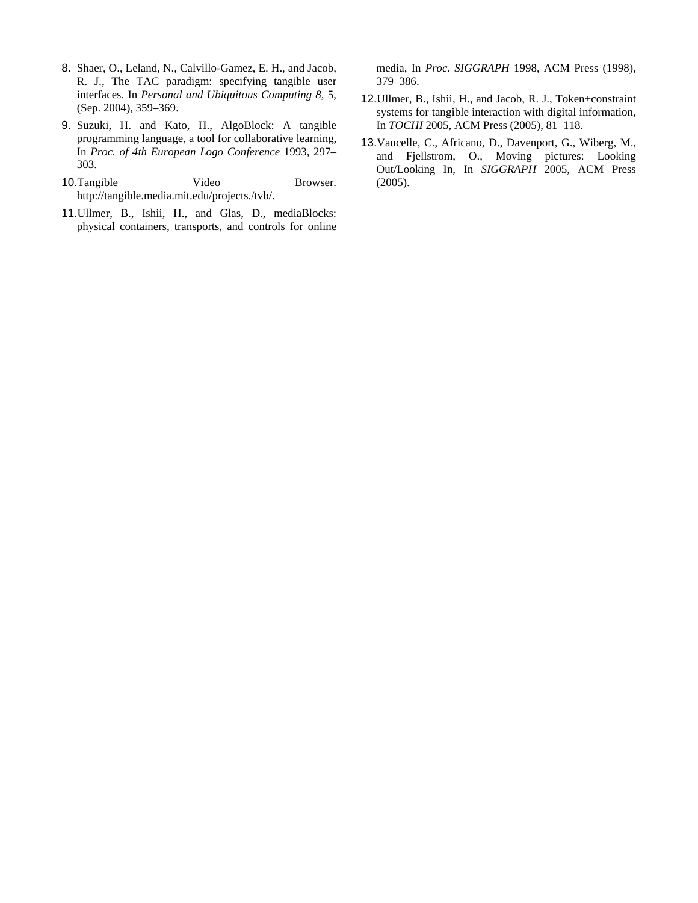8. Shaer, O., Leland, N., Calvillo-Gamez, E. H., and Jacob, R. J., The TAC paradigm: specifying tangible user interfaces. In *Personal and Ubiquitous Computing 8*, 5, (Sep. 2004), 359–369.
9. Suzuki, H. and Kato, H., AlgoBlock: A tangible programming language, a tool for collaborative learning, In *Proc. of 4th European Logo Conference* 1993, 297–303.
10. Tangible Video Browser. http://tangible.media.mit.edu/projects./tvb/.
11. Ullmer, B., Ishii, H., and Glas, D., mediaBlocks: physical containers, transports, and controls for online media, In *Proc. SIGGRAPH* 1998, ACM Press (1998), 379–386.
12. Ullmer, B., Ishii, H., and Jacob, R. J., Token+constraint systems for tangible interaction with digital information, In *TOCHI* 2005, ACM Press (2005), 81–118.
13. Vaucelle, C., Africano, D., Davenport, G., Wiberg, M., and Fjellstrom, O., Moving pictures: Looking Out/Looking In, In *SIGGRAPH* 2005, ACM Press (2005).